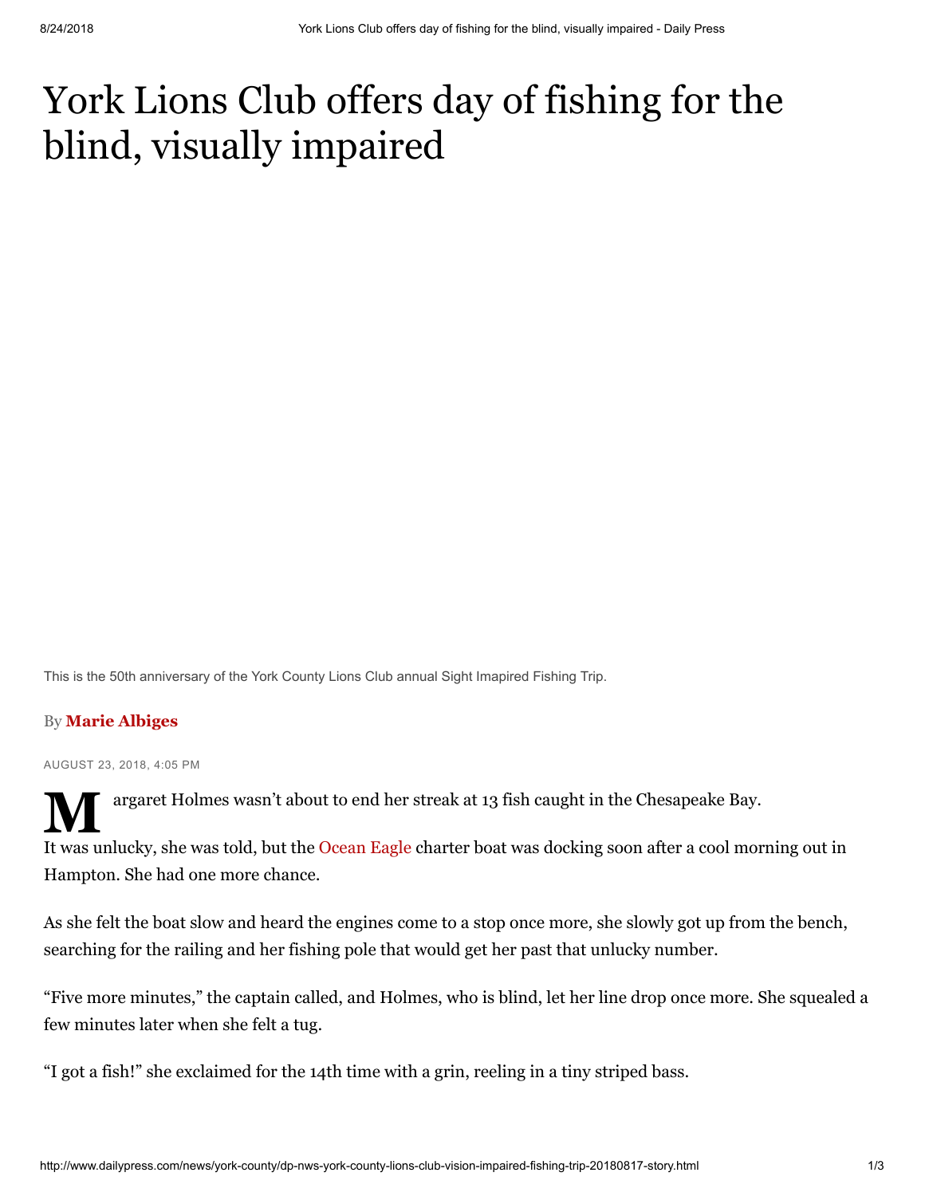# York Lions Club offers day of fishing for the blind, visually impaired

This is the 50th anniversary of the York County Lions Club annual Sight Imapired Fishing Trip.

By **Marie Albiges**

AUGUST 23, 2018, 4:05 PM

Margaret Holmes wasn't about to end her streak at 13 fish caught in the Chesapeake Bay.

It was unlucky, she was told, but the Ocean Eagle charter boat was docking soon after a cool morning out in Hampton. She had one more chance.

As she felt the boat slow and heard the engines come to a stop once more, she slowly got up from the bench, searching for the railing and her fishing pole that would get her past that unlucky number.

"Five more minutes," the captain called, and Holmes, who is blind, let her line drop once more. She squealed a few minutes later when she felt a tug.

"I got a fish!" she exclaimed for the 14th time with a grin, reeling in a tiny striped bass.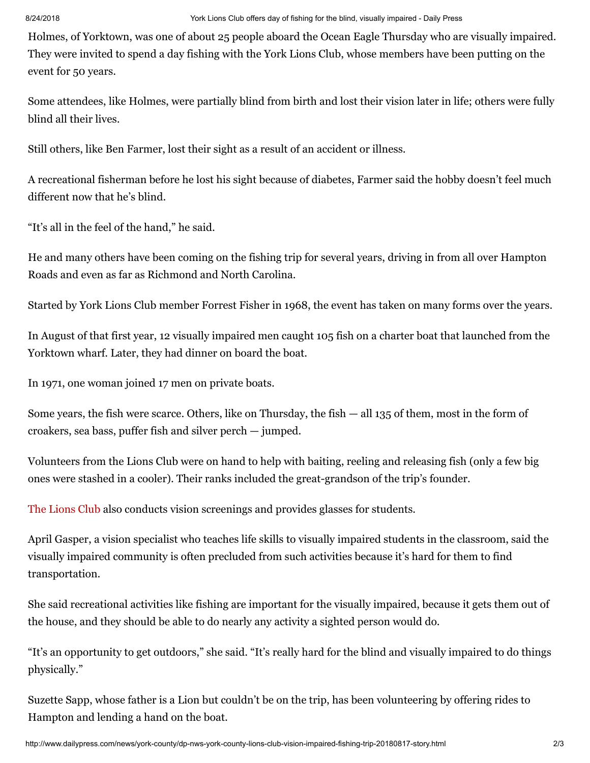Holmes, of Yorktown, was one of about 25 people aboard the Ocean Eagle Thursday who are visually impaired. They were invited to spend a day fishing with the York Lions Club, whose members have been putting on the event for 50 years.

Some attendees, like Holmes, were partially blind from birth and lost their vision later in life; others were fully blind all their lives.

Still others, like Ben Farmer, lost their sight as a result of an accident or illness.

A recreational fisherman before he lost his sight because of diabetes, Farmer said the hobby doesn't feel much different now that he's blind.

"It's all in the feel of the hand," he said.

He and many others have been coming on the fishing trip for several years, driving in from all over Hampton Roads and even as far as Richmond and North Carolina.

Started by York Lions Club member Forrest Fisher in 1968, the event has taken on many forms over the years.

In August of that first year, 12 visually impaired men caught 105 fish on a charter boat that launched from the Yorktown wharf. Later, they had dinner on board the boat.

In 1971, one woman joined 17 men on private boats.

Some years, the fish were scarce. Others, like on Thursday, the fish — all 135 of them, most in the form of croakers, sea bass, puffer fish and silver perch — jumped.

Volunteers from the Lions Club were on hand to help with baiting, reeling and releasing fish (only a few big ones were stashed in a cooler). Their ranks included the great-grandson of the trip's founder.

The Lions Club also conducts vision screenings and provides glasses for students.

April Gasper, a vision specialist who teaches life skills to visually impaired students in the classroom, said the visually impaired community is often precluded from such activities because it's hard for them to find transportation.

She said recreational activities like fishing are important for the visually impaired, because it gets them out of the house, and they should be able to do nearly any activity a sighted person would do.

"It's an opportunity to get outdoors," she said. "It's really hard for the blind and visually impaired to do things physically."

Suzette Sapp, whose father is a Lion but couldn't be on the trip, has been volunteering by offering rides to Hampton and lending a hand on the boat.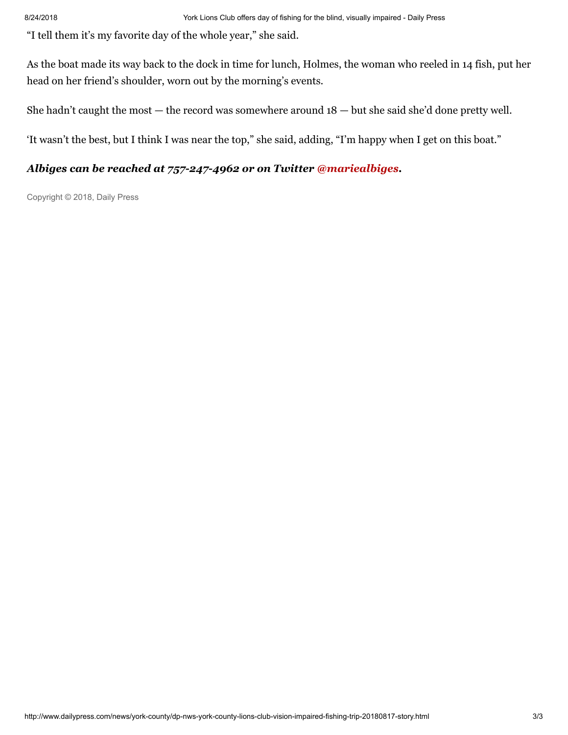"I tell them it's my favorite day of the whole year," she said.

As the boat made its way back to the dock in time for lunch, Holmes, the woman who reeled in 14 fish, put her head on her friend's shoulder, worn out by the morning's events.

She hadn't caught the most — the record was somewhere around 18 — but she said she'd done pretty well.

'It wasn't the best, but I think I was near the top," she said, adding, "I'm happy when I get on this boat."

***Albiges can be reached at 757-247-4962 or on Twitter @mariealbiges.***

Copyright © 2018, Daily Press